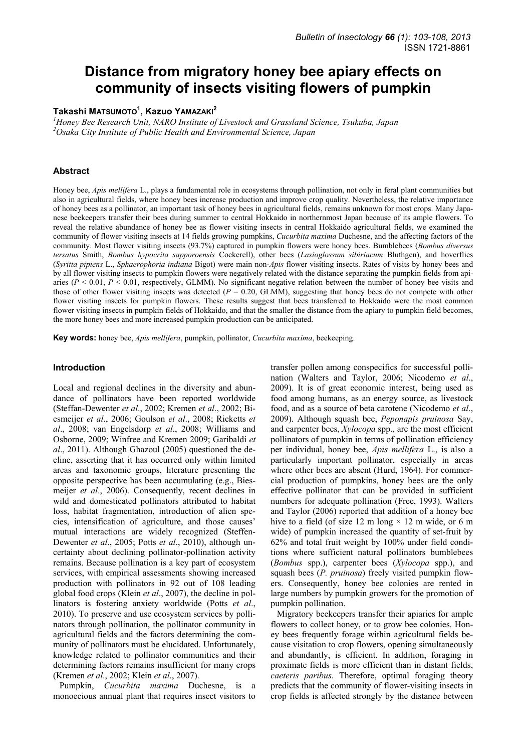# Distance from migratory honey bee apiary effects on community of insects visiting flowers of pumpkin

**Takashi Matsumoto[1], Kazuo Yamazaki[2]**

[1]*Honey Bee Research Unit, NARO Institute of Livestock and Grassland Science, Tsukuba, Japan*
[2]*Osaka City Institute of Public Health and Environmental Science, Japan*

## Abstract

Honey bee, *Apis mellifera* L., plays a fundamental role in ecosystems through pollination, not only in feral plant communities but also in agricultural fields, where honey bees increase production and improve crop quality. Nevertheless, the relative importance of honey bees as a pollinator, an important task of honey bees in agricultural fields, remains unknown for most crops. Many Japanese beekeepers transfer their bees during summer to central Hokkaido in northernmost Japan because of its ample flowers. To reveal the relative abundance of honey bee as flower visiting insects in central Hokkaido agricultural fields, we examined the community of flower visiting insects at 14 fields growing pumpkins, *Cucurbita maxima* Duchesne, and the affecting factors of the community. Most flower visiting insects (93.7%) captured in pumpkin flowers were honey bees. Bumblebees (*Bombus diversus tersatus* Smith, *Bombus hypocrita sapporoensis* Cockerell), other bees (*Lasioglossum sibiriacum* Bluthgen), and hoverflies (*Syritta pipiens* L., *Sphaerophoria indiana* Bigot) were main non-*Apis* flower visiting insects. Rates of visits by honey bees and by all flower visiting insects to pumpkin flowers were negatively related with the distance separating the pumpkin fields from apiaries ($P < 0.01$, $P < 0.01$, respectively, GLMM). No significant negative relation between the number of honey bee visits and those of other flower visiting insects was detected ($P = 0.20$, GLMM), suggesting that honey bees do not compete with other flower visiting insects for pumpkin flowers. These results suggest that bees transferred to Hokkaido were the most common flower visiting insects in pumpkin fields of Hokkaido, and that the smaller the distance from the apiary to pumpkin field becomes, the more honey bees and more increased pumpkin production can be anticipated.

**Key words:** honey bee, *Apis mellifera*, pumpkin, pollinator, *Cucurbita maxima*, beekeeping.

## Introduction

Local and regional declines in the diversity and abundance of pollinators have been reported worldwide (Steffan-Dewenter *et al*., 2002; Kremen *et al*., 2002; Biesmeijer *et al*., 2006; Goulson *et al*., 2008; Ricketts *et al*., 2008; van Engelsdorp *et al*., 2008; Williams and Osborne, 2009; Winfree and Kremen 2009; Garibaldi *et al*., 2011). Although Ghazoul (2005) questioned the decline, asserting that it has occurred only within limited areas and taxonomic groups, literature presenting the opposite perspective has been accumulating (e.g., Biesmeijer *et al*., 2006). Consequently, recent declines in wild and domesticated pollinators attributed to habitat loss, habitat fragmentation, introduction of alien species, intensification of agriculture, and those causes' mutual interactions are widely recognized (Steffen-Dewenter *et al*., 2005; Potts *et al*., 2010), although uncertainty about declining pollinator-pollination activity remains. Because pollination is a key part of ecosystem services, with empirical assessments showing increased production with pollinators in 92 out of 108 leading global food crops (Klein *et al*., 2007), the decline in pollinators is fostering anxiety worldwide (Potts *et al*., 2010). To preserve and use ecosystem services by pollinators through pollination, the pollinator community in agricultural fields and the factors determining the community of pollinators must be elucidated. Unfortunately, knowledge related to pollinator communities and their determining factors remains insufficient for many crops (Kremen *et al*., 2002; Klein *et al*., 2007).

Pumpkin, *Cucurbita maxima* Duchesne, is a monoecious annual plant that requires insect visitors to transfer pollen among conspecifics for successful pollination (Walters and Taylor, 2006; Nicodemo *et al*., 2009). It is of great economic interest, being used as food among humans, as an energy source, as livestock food, and as a source of beta carotene (Nicodemo *et al*., 2009). Although squash bee, *Peponapis pruinosa* Say, and carpenter bees, *Xylocopa* spp., are the most efficient pollinators of pumpkin in terms of pollination efficiency per individual, honey bee, *Apis mellifera* L., is also a particularly important pollinator, especially in areas where other bees are absent (Hurd, 1964). For commercial production of pumpkins, honey bees are the only effective pollinator that can be provided in sufficient numbers for adequate pollination (Free, 1993). Walters and Taylor (2006) reported that addition of a honey bee hive to a field (of size 12 m long × 12 m wide, or 6 m wide) of pumpkin increased the quantity of set-fruit by 62% and total fruit weight by 100% under field conditions where sufficient natural pollinators bumblebees (*Bombus* spp.), carpenter bees (*Xylocopa* spp.), and squash bees (*P. pruinosa*) freely visited pumpkin flowers. Consequently, honey bee colonies are rented in large numbers by pumpkin growers for the promotion of pumpkin pollination.

Migratory beekeepers transfer their apiaries for ample flowers to collect honey, or to grow bee colonies. Honey bees frequently forage within agricultural fields because visitation to crop flowers, opening simultaneously and abundantly, is efficient. In addition, foraging in proximate fields is more efficient than in distant fields, *caeteris paribus*. Therefore, optimal foraging theory predicts that the community of flower-visiting insects in crop fields is affected strongly by the distance between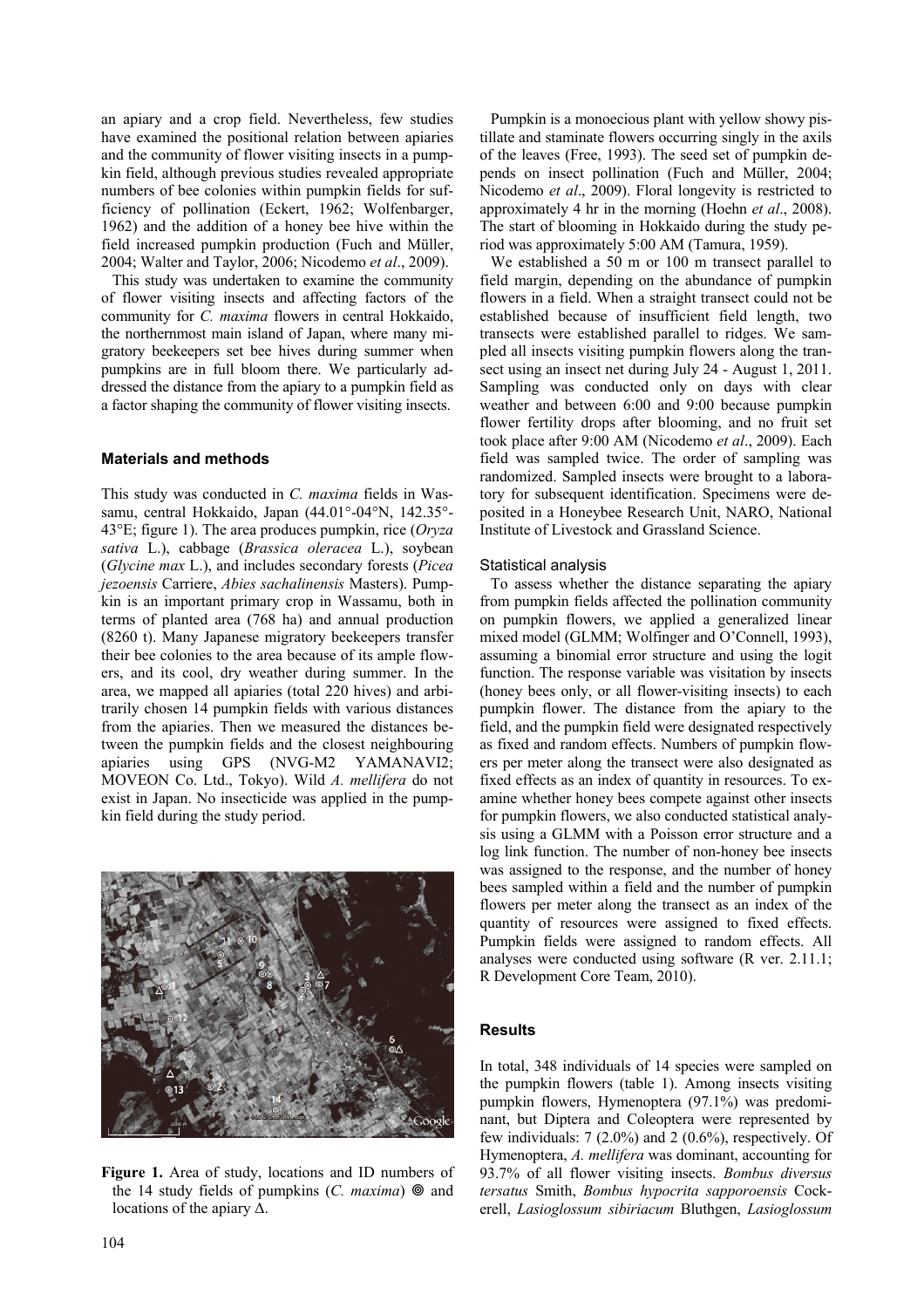an apiary and a crop field. Nevertheless, few studies have examined the positional relation between apiaries and the community of flower visiting insects in a pumpkin field, although previous studies revealed appropriate numbers of bee colonies within pumpkin fields for sufficiency of pollination (Eckert, 1962; Wolfenbarger, 1962) and the addition of a honey bee hive within the field increased pumpkin production (Fuch and Müller, 2004; Walter and Taylor, 2006; Nicodemo *et al*., 2009).

This study was undertaken to examine the community of flower visiting insects and affecting factors of the community for *C. maxima* flowers in central Hokkaido, the northernmost main island of Japan, where many migratory beekeepers set bee hives during summer when pumpkins are in full bloom there. We particularly addressed the distance from the apiary to a pumpkin field as a factor shaping the community of flower visiting insects.

## Materials and methods

This study was conducted in *C. maxima* fields in Wassamu, central Hokkaido, Japan (44.01°-04°N, 142.35°-43°E; figure 1). The area produces pumpkin, rice (*Oryza sativa* L.), cabbage (*Brassica oleracea* L.), soybean (*Glycine max* L.), and includes secondary forests (*Picea jezoensis* Carriere, *Abies sachalinensis* Masters). Pumpkin is an important primary crop in Wassamu, both in terms of planted area (768 ha) and annual production (8260 t). Many Japanese migratory beekeepers transfer their bee colonies to the area because of its ample flowers, and its cool, dry weather during summer. In the area, we mapped all apiaries (total 220 hives) and arbitrarily chosen 14 pumpkin fields with various distances from the apiaries. Then we measured the distances between the pumpkin fields and the closest neighbouring apiaries using GPS (NVG-M2 YAMANAVI2; MOVEON Co. Ltd., Tokyo). Wild *A. mellifera* do not exist in Japan. No insecticide was applied in the pumpkin field during the study period.

**Figure 1.** Area of study, locations and ID numbers of the 14 study fields of pumpkins (*C. maxima*) ◎ and locations of the apiary Δ.

Pumpkin is a monoecious plant with yellow showy pistillate and staminate flowers occurring singly in the axils of the leaves (Free, 1993). The seed set of pumpkin depends on insect pollination (Fuch and Müller, 2004; Nicodemo *et al*., 2009). Floral longevity is restricted to approximately 4 hr in the morning (Hoehn *et al*., 2008). The start of blooming in Hokkaido during the study period was approximately 5:00 AM (Tamura, 1959).

We established a 50 m or 100 m transect parallel to field margin, depending on the abundance of pumpkin flowers in a field. When a straight transect could not be established because of insufficient field length, two transects were established parallel to ridges. We sampled all insects visiting pumpkin flowers along the transect using an insect net during July 24 - August 1, 2011. Sampling was conducted only on days with clear weather and between 6:00 and 9:00 because pumpkin flower fertility drops after blooming, and no fruit set took place after 9:00 AM (Nicodemo *et al*., 2009). Each field was sampled twice. The order of sampling was randomized. Sampled insects were brought to a laboratory for subsequent identification. Specimens were deposited in a Honeybee Research Unit, NARO, National Institute of Livestock and Grassland Science.

### Statistical analysis

To assess whether the distance separating the apiary from pumpkin fields affected the pollination community on pumpkin flowers, we applied a generalized linear mixed model (GLMM; Wolfinger and O'Connell, 1993), assuming a binomial error structure and using the logit function. The response variable was visitation by insects (honey bees only, or all flower-visiting insects) to each pumpkin flower. The distance from the apiary to the field, and the pumpkin field were designated respectively as fixed and random effects. Numbers of pumpkin flowers per meter along the transect were also designated as fixed effects as an index of quantity in resources. To examine whether honey bees compete against other insects for pumpkin flowers, we also conducted statistical analysis using a GLMM with a Poisson error structure and a log link function. The number of non-honey bee insects was assigned to the response, and the number of honey bees sampled within a field and the number of pumpkin flowers per meter along the transect as an index of the quantity of resources were assigned to fixed effects. Pumpkin fields were assigned to random effects. All analyses were conducted using software (R ver. 2.11.1; R Development Core Team, 2010).

## Results

In total, 348 individuals of 14 species were sampled on the pumpkin flowers (table 1). Among insects visiting pumpkin flowers, Hymenoptera (97.1%) was predominant, but Diptera and Coleoptera were represented by few individuals: 7 (2.0%) and 2 (0.6%), respectively. Of Hymenoptera, *A. mellifera* was dominant, accounting for 93.7% of all flower visiting insects. *Bombus diversus tersatus* Smith, *Bombus hypocrita sapporoensis* Cockerell, *Lasioglossum sibiriacum* Bluthgen, *Lasioglossum*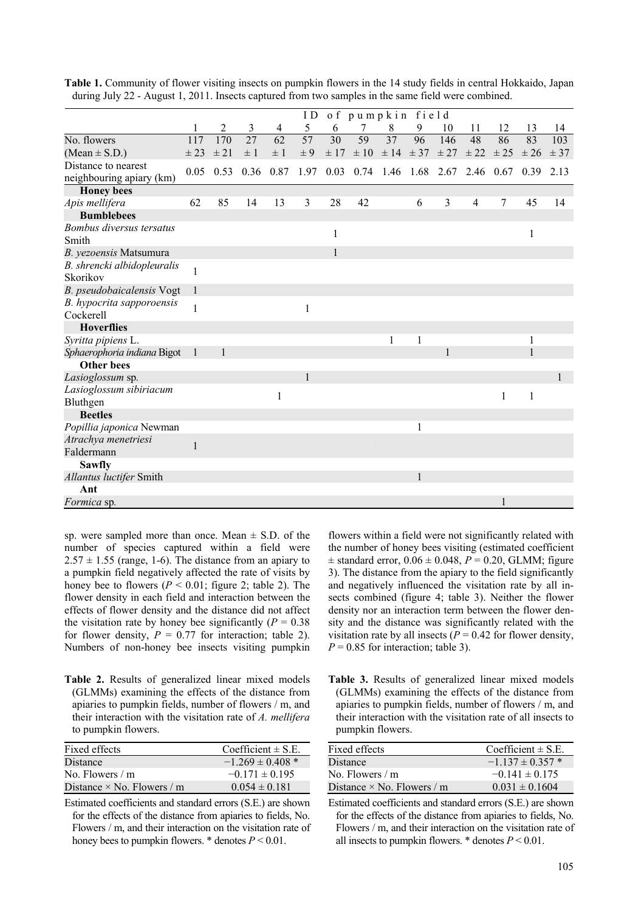**Table 1.** Community of flower visiting insects on pumpkin flowers in the 14 study fields in central Hokkaido, Japan during July 22 - August 1, 2011. Insects captured from two samples in the same field were combined.

| | ID of pumpkin field | | | | | | | | | | | | | |
|---|---|---|---|---|---|---|---|---|---|---|---|---|---|---|
| | 1 | 2 | 3 | 4 | 5 | 6 | 7 | 8 | 9 | 10 | 11 | 12 | 13 | 14 |
| No. flowers (Mean ± S.D.) | 117 ± 23 | 170 ± 21 | 27 ± 1 | 62 ± 1 | 57 ± 9 | 30 ± 17 | 59 ± 10 | 37 ± 14 | 96 ± 37 | 146 ± 27 | 48 ± 22 | 86 ± 25 | 83 ± 26 | 103 ± 37 |
| Distance to nearest neighbouring apiary (km) | 0.05 | 0.53 | 0.36 | 0.87 | 1.97 | 0.03 | 0.74 | 1.46 | 1.68 | 2.67 | 2.46 | 0.67 | 0.39 | 2.13 |
| **Honey bees** | | | | | | | | | | | | | | |
| *Apis mellifera* | 62 | 85 | 14 | 13 | 3 | 28 | 42 | | 6 | 3 | 4 | 7 | 45 | 14 |
| **Bumblebees** | | | | | | | | | | | | | | |
| *Bombus diversus tersatus* Smith | | | | | | 1 | | | | | | | 1 | |
| *B. yezoensis* Matsumura | | | | | | 1 | | | | | | | | |
| *B. shrencki albidopleuralis* Skorikov | 1 | | | | | | | | | | | | | |
| *B. pseudobaicalensis* Vogt | 1 | | | | | | | | | | | | | |
| *B. hypocrita sapporoensis* Cockerell | 1 | | | | 1 | | | | | | | | | |
| **Hoverflies** | | | | | | | | | | | | | | |
| *Syritta pipiens* L. | | | | | | | | 1 | 1 | | | | 1 | |
| *Sphaerophoria indiana* Bigot | 1 | 1 | | | | | | | | 1 | | | 1 | |
| **Other bees** | | | | | | | | | | | | | | |
| *Lasioglossum* sp. | | | | | 1 | | | | | | | | | 1 |
| *Lasioglossum sibiriacum* Bluthgen | | | | 1 | | | | | | | | 1 | 1 | |
| **Beetles** | | | | | | | | | | | | | | |
| *Popillia japonica* Newman | | | | | | | | | 1 | | | | | |
| *Atrachya menetriesi* Faldermann | 1 | | | | | | | | | | | | | |
| **Sawfly** | | | | | | | | | | | | | | |
| *Allantus luctifer* Smith | | | | | | | | | 1 | | | | | |
| **Ant** | | | | | | | | | | | | | | |
| *Formica* sp. | | | | | | | | | | | | 1 | | |

sp. were sampled more than once. Mean ± S.D. of the number of species captured within a field were $2.57 \pm 1.55$ (range, 1-6). The distance from an apiary to a pumpkin field negatively affected the rate of visits by honey bee to flowers ($P < 0.01$; figure 2; table 2). The flower density in each field and interaction between the effects of flower density and the distance did not affect the visitation rate by honey bee significantly ($P = 0.38$ for flower density, $P = 0.77$ for interaction; table 2). Numbers of non-honey bee insects visiting pumpkin flowers within a field were not significantly related with the number of honey bees visiting (estimated coefficient ± standard error, $0.06 \pm 0.048$, $P = 0.20$, GLMM; figure 3). The distance from the apiary to the field significantly and negatively influenced the visitation rate by all insects combined (figure 4; table 3). Neither the flower density nor an interaction term between the flower density and the distance was significantly related with the visitation rate by all insects ($P = 0.42$ for flower density, $P = 0.85$ for interaction; table 3).

**Table 2.** Results of generalized linear mixed models (GLMMs) examining the effects of the distance from apiaries to pumpkin fields, number of flowers / m, and their interaction with the visitation rate of *A. mellifera* to pumpkin flowers.

| Fixed effects | Coefficient ± S.E. |
|---|---|
| Distance | −1.269 ± 0.408 * |
| No. Flowers / m | −0.171 ± 0.195 |
| Distance × No. Flowers / m | 0.054 ± 0.181 |

Estimated coefficients and standard errors (S.E.) are shown for the effects of the distance from apiaries to fields, No. Flowers / m, and their interaction on the visitation rate of honey bees to pumpkin flowers. * denotes $P < 0.01$.

**Table 3.** Results of generalized linear mixed models (GLMMs) examining the effects of the distance from apiaries to pumpkin fields, number of flowers / m, and their interaction with the visitation rate of all insects to pumpkin flowers.

| Fixed effects | Coefficient ± S.E. |
|---|---|
| Distance | −1.137 ± 0.357 * |
| No. Flowers / m | −0.141 ± 0.175 |
| Distance × No. Flowers / m | 0.031 ± 0.1604 |

Estimated coefficients and standard errors (S.E.) are shown for the effects of the distance from apiaries to fields, No. Flowers / m, and their interaction on the visitation rate of all insects to pumpkin flowers. * denotes $P < 0.01$.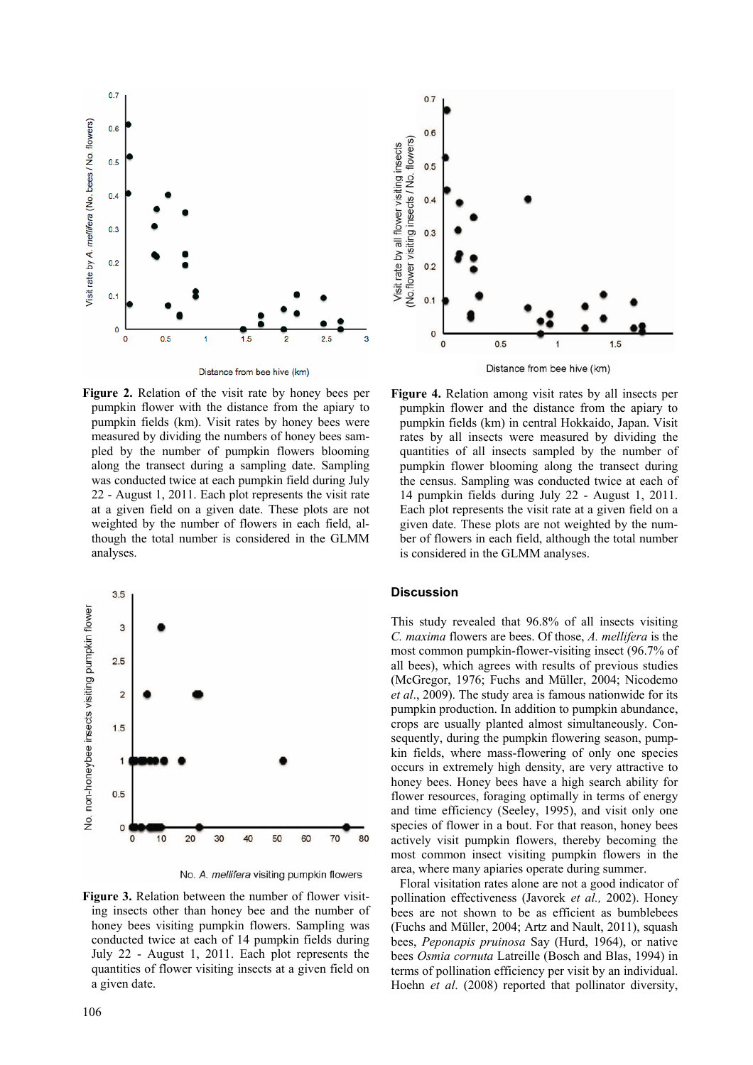**Figure 2.** Relation of the visit rate by honey bees per pumpkin flower with the distance from the apiary to pumpkin fields (km). Visit rates by honey bees were measured by dividing the numbers of honey bees sampled by the number of pumpkin flowers blooming along the transect during a sampling date. Sampling was conducted twice at each pumpkin field during July 22 - August 1, 2011. Each plot represents the visit rate at a given field on a given date. These plots are not weighted by the number of flowers in each field, although the total number is considered in the GLMM analyses.

**Figure 4.** Relation among visit rates by all insects per pumpkin flower and the distance from the apiary to pumpkin fields (km) in central Hokkaido, Japan. Visit rates by all insects were measured by dividing the quantities of all insects sampled by the number of pumpkin flower blooming along the transect during the census. Sampling was conducted twice at each of 14 pumpkin fields during July 22 - August 1, 2011. Each plot represents the visit rate at a given field on a given date. These plots are not weighted by the number of flowers in each field, although the total number is considered in the GLMM analyses.

**Figure 3.** Relation between the number of flower visiting insects other than honey bee and the number of honey bees visiting pumpkin flowers. Sampling was conducted twice at each of 14 pumpkin fields during July 22 - August 1, 2011. Each plot represents the quantities of flower visiting insects at a given field on a given date.

## Discussion

This study revealed that 96.8% of all insects visiting *C. maxima* flowers are bees. Of those, *A. mellifera* is the most common pumpkin-flower-visiting insect (96.7% of all bees), which agrees with results of previous studies (McGregor, 1976; Fuchs and Müller, 2004; Nicodemo *et al*., 2009). The study area is famous nationwide for its pumpkin production. In addition to pumpkin abundance, crops are usually planted almost simultaneously. Consequently, during the pumpkin flowering season, pumpkin fields, where mass-flowering of only one species occurs in extremely high density, are very attractive to honey bees. Honey bees have a high search ability for flower resources, foraging optimally in terms of energy and time efficiency (Seeley, 1995), and visit only one species of flower in a bout. For that reason, honey bees actively visit pumpkin flowers, thereby becoming the most common insect visiting pumpkin flowers in the area, where many apiaries operate during summer.

Floral visitation rates alone are not a good indicator of pollination effectiveness (Javorek *et al.,* 2002). Honey bees are not shown to be as efficient as bumblebees (Fuchs and Müller, 2004; Artz and Nault, 2011), squash bees, *Peponapis pruinosa* Say (Hurd, 1964), or native bees *Osmia cornuta* Latreille (Bosch and Blas, 1994) in terms of pollination efficiency per visit by an individual. Hoehn *et al.* (2008) reported that pollinator diversity,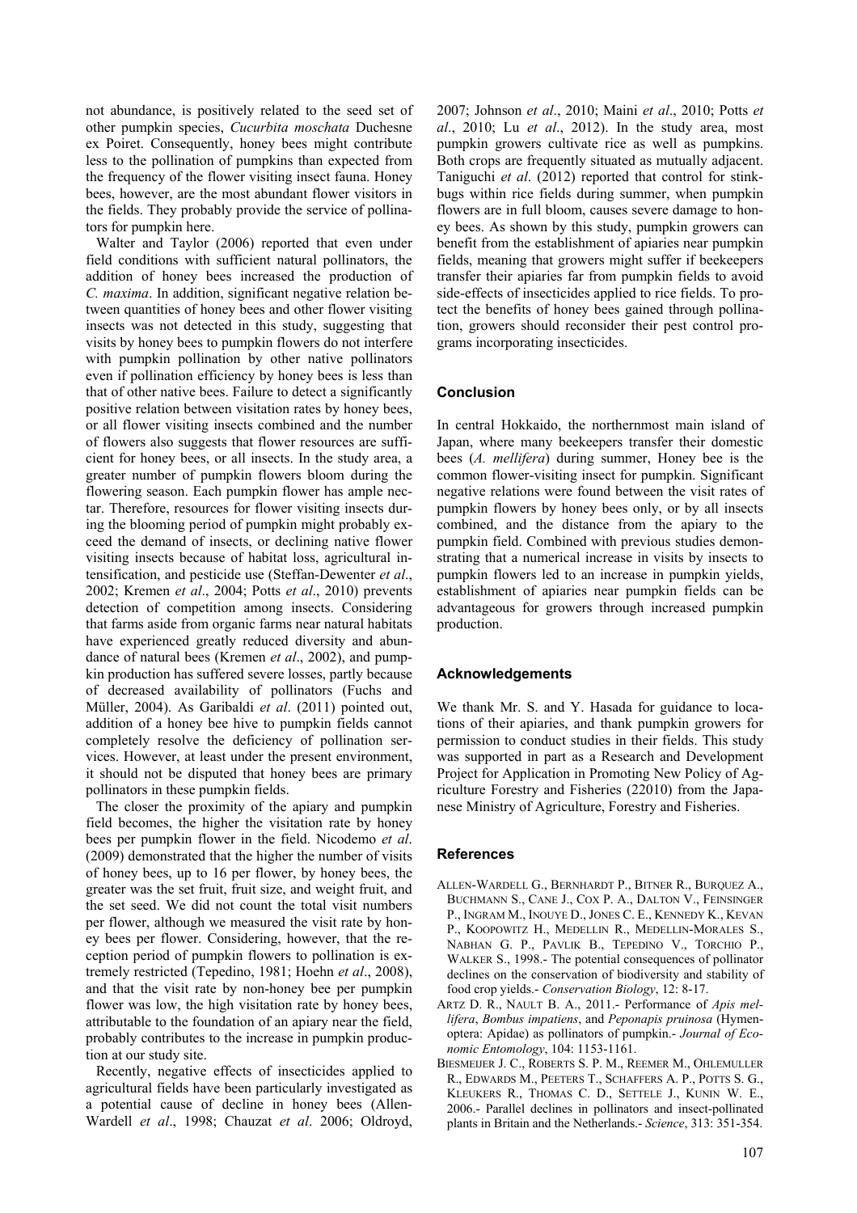not abundance, is positively related to the seed set of other pumpkin species, *Cucurbita moschata* Duchesne ex Poiret. Consequently, honey bees might contribute less to the pollination of pumpkins than expected from the frequency of the flower visiting insect fauna. Honey bees, however, are the most abundant flower visitors in the fields. They probably provide the service of pollinators for pumpkin here.

Walter and Taylor (2006) reported that even under field conditions with sufficient natural pollinators, the addition of honey bees increased the production of *C. maxima*. In addition, significant negative relation between quantities of honey bees and other flower visiting insects was not detected in this study, suggesting that visits by honey bees to pumpkin flowers do not interfere with pumpkin pollination by other native pollinators even if pollination efficiency by honey bees is less than that of other native bees. Failure to detect a significantly positive relation between visitation rates by honey bees, or all flower visiting insects combined and the number of flowers also suggests that flower resources are sufficient for honey bees, or all insects. In the study area, a greater number of pumpkin flowers bloom during the flowering season. Each pumpkin flower has ample nectar. Therefore, resources for flower visiting insects during the blooming period of pumpkin might probably exceed the demand of insects, or declining native flower visiting insects because of habitat loss, agricultural intensification, and pesticide use (Steffan-Dewenter *et al*., 2002; Kremen *et al*., 2004; Potts *et al*., 2010) prevents detection of competition among insects. Considering that farms aside from organic farms near natural habitats have experienced greatly reduced diversity and abundance of natural bees (Kremen *et al*., 2002), and pumpkin production has suffered severe losses, partly because of decreased availability of pollinators (Fuchs and Müller, 2004). As Garibaldi *et al*. (2011) pointed out, addition of a honey bee hive to pumpkin fields cannot completely resolve the deficiency of pollination services. However, at least under the present environment, it should not be disputed that honey bees are primary pollinators in these pumpkin fields.

The closer the proximity of the apiary and pumpkin field becomes, the higher the visitation rate by honey bees per pumpkin flower in the field. Nicodemo *et al*. (2009) demonstrated that the higher the number of visits of honey bees, up to 16 per flower, by honey bees, the greater was the set fruit, fruit size, and weight fruit, and the set seed. We did not count the total visit numbers per flower, although we measured the visit rate by honey bees per flower. Considering, however, that the reception period of pumpkin flowers to pollination is extremely restricted (Tepedino, 1981; Hoehn *et al*., 2008), and that the visit rate by non-honey bee per pumpkin flower was low, the high visitation rate by honey bees, attributable to the foundation of an apiary near the field, probably contributes to the increase in pumpkin production at our study site.

Recently, negative effects of insecticides applied to agricultural fields have been particularly investigated as a potential cause of decline in honey bees (Allen-Wardell *et al*., 1998; Chauzat *et al*. 2006; Oldroyd, 2007; Johnson *et al*., 2010; Maini *et al*., 2010; Potts *et al*., 2010; Lu *et al*., 2012). In the study area, most pumpkin growers cultivate rice as well as pumpkins. Both crops are frequently situated as mutually adjacent. Taniguchi *et al*. (2012) reported that control for stinkbugs within rice fields during summer, when pumpkin flowers are in full bloom, causes severe damage to honey bees. As shown by this study, pumpkin growers can benefit from the establishment of apiaries near pumpkin fields, meaning that growers might suffer if beekeepers transfer their apiaries far from pumpkin fields to avoid side-effects of insecticides applied to rice fields. To protect the benefits of honey bees gained through pollination, growers should reconsider their pest control programs incorporating insecticides.

## Conclusion

In central Hokkaido, the northernmost main island of Japan, where many beekeepers transfer their domestic bees (*A. mellifera*) during summer, Honey bee is the common flower-visiting insect for pumpkin. Significant negative relations were found between the visit rates of pumpkin flowers by honey bees only, or by all insects combined, and the distance from the apiary to the pumpkin field. Combined with previous studies demonstrating that a numerical increase in visits by insects to pumpkin flowers led to an increase in pumpkin yields, establishment of apiaries near pumpkin fields can be advantageous for growers through increased pumpkin production.

## Acknowledgements

We thank Mr. S. and Y. Hasada for guidance to locations of their apiaries, and thank pumpkin growers for permission to conduct studies in their fields. This study was supported in part as a Research and Development Project for Application in Promoting New Policy of Agriculture Forestry and Fisheries (22010) from the Japanese Ministry of Agriculture, Forestry and Fisheries.

## References

ALLEN-WARDELL G., BERNHARDT P., BITNER R., BURQUEZ A., BUCHMANN S., CANE J., COX P. A., DALTON V., FEINSINGER P., INGRAM M., INOUYE D., JONES C. E., KENNEDY K., KEVAN P., KOOPOWITZ H., MEDELLIN R., MEDELLIN-MORALES S., NABHAN G. P., PAVLIK B., TEPEDINO V., TORCHIO P., WALKER S., 1998.- The potential consequences of pollinator declines on the conservation of biodiversity and stability of food crop yields.- *Conservation Biology*, 12: 8-17.

ARTZ D. R., NAULT B. A., 2011.- Performance of *Apis mellifera*, *Bombus impatiens*, and *Peponapis pruinosa* (Hymenoptera: Apidae) as pollinators of pumpkin.- *Journal of Economic Entomology*, 104: 1153-1161.

BIESMEIJER J. C., ROBERTS S. P. M., REEMER M., OHLEMULLER R., EDWARDS M., PEETERS T., SCHAFFERS A. P., POTTS S. G., KLEUKERS R., THOMAS C. D., SETTELE J., KUNIN W. E., 2006.- Parallel declines in pollinators and insect-pollinated plants in Britain and the Netherlands.- *Science*, 313: 351-354.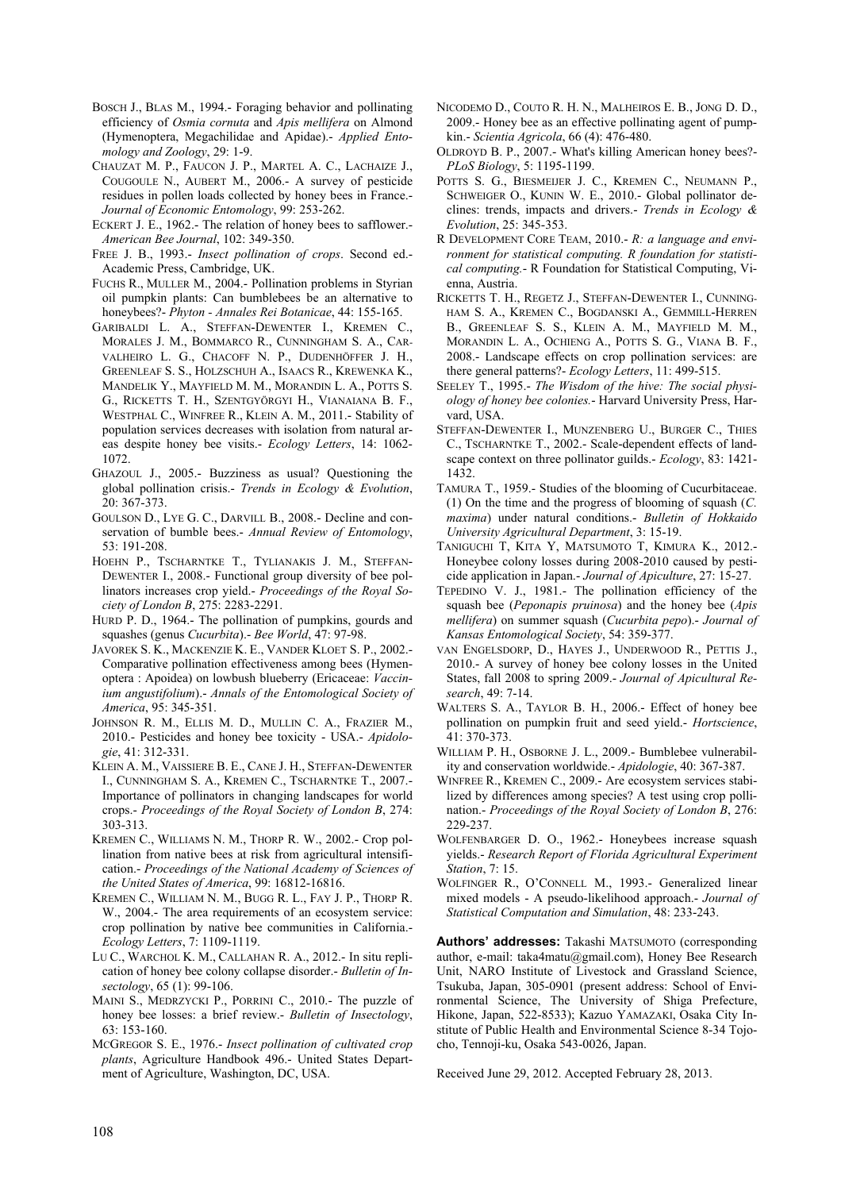BOSCH J., BLAS M., 1994.- Foraging behavior and pollinating efficiency of *Osmia cornuta* and *Apis mellifera* on Almond (Hymenoptera, Megachilidae and Apidae).- *Applied Entomology and Zoology*, 29: 1-9.

CHAUZAT M. P., FAUCON J. P., MARTEL A. C., LACHAIZE J., COUGOULE N., AUBERT M., 2006.- A survey of pesticide residues in pollen loads collected by honey bees in France.- *Journal of Economic Entomology*, 99: 253-262.

ECKERT J. E., 1962.- The relation of honey bees to safflower.- *American Bee Journal*, 102: 349-350.

FREE J. B., 1993.- *Insect pollination of crops*. Second ed.- Academic Press, Cambridge, UK.

FUCHS R., MULLER M., 2004.- Pollination problems in Styrian oil pumpkin plants: Can bumblebees be an alternative to honeybees?- *Phyton - Annales Rei Botanicae*, 44: 155-165.

GARIBALDI L. A., STEFFAN-DEWENTER I., KREMEN C., MORALES J. M., BOMMARCO R., CUNNINGHAM S. A., CARVALHEIRO L. G., CHACOFF N. P., DUDENHÖFFER J. H., GREENLEAF S. S., HOLZSCHUH A., ISAACS R., KREWENKA K., MANDELIK Y., MAYFIELD M. M., MORANDIN L. A., POTTS S. G., RICKETTS T. H., SZENTGYÖRGYI H., VIANAIANA B. F., WESTPHAL C., WINFREE R., KLEIN A. M., 2011.- Stability of population services decreases with isolation from natural areas despite honey bee visits.- *Ecology Letters*, 14: 1062-1072.

GHAZOUL J., 2005.- Buzziness as usual? Questioning the global pollination crisis.- *Trends in Ecology & Evolution*, 20: 367-373.

GOULSON D., LYE G. C., DARVILL B., 2008.- Decline and conservation of bumble bees.- *Annual Review of Entomology*, 53: 191-208.

HOEHN P., TSCHARNTKE T., TYLIANAKIS J. M., STEFFAN-DEWENTER I., 2008.- Functional group diversity of bee pollinators increases crop yield.- *Proceedings of the Royal Society of London B*, 275: 2283-2291.

HURD P. D., 1964.- The pollination of pumpkins, gourds and squashes (genus *Cucurbita*).- *Bee World*, 47: 97-98.

JAVOREK S. K., MACKENZIE K. E., VANDER KLOET S. P., 2002.- Comparative pollination effectiveness among bees (Hymenoptera : Apoidea) on lowbush blueberry (Ericaceae: *Vaccinium angustifolium*).- *Annals of the Entomological Society of America*, 95: 345-351.

JOHNSON R. M., ELLIS M. D., MULLIN C. A., FRAZIER M., 2010.- Pesticides and honey bee toxicity - USA.- *Apidologie*, 41: 312-331.

KLEIN A. M., VAISSIERE B. E., CANE J. H., STEFFAN-DEWENTER I., CUNNINGHAM S. A., KREMEN C., TSCHARNTKE T., 2007.- Importance of pollinators in changing landscapes for world crops.- *Proceedings of the Royal Society of London B*, 274: 303-313.

KREMEN C., WILLIAMS N. M., THORP R. W., 2002.- Crop pollination from native bees at risk from agricultural intensification.- *Proceedings of the National Academy of Sciences of the United States of America*, 99: 16812-16816.

KREMEN C., WILLIAM N. M., BUGG R. L., FAY J. P., THORP R. W., 2004.- The area requirements of an ecosystem service: crop pollination by native bee communities in California.- *Ecology Letters*, 7: 1109-1119.

LU C., WARCHOL K. M., CALLAHAN R. A., 2012.- In situ replication of honey bee colony collapse disorder.- *Bulletin of Insectology*, 65 (1): 99-106.

MAINI S., MEDRZYCKI P., PORRINI C., 2010.- The puzzle of honey bee losses: a brief review.- *Bulletin of Insectology*, 63: 153-160.

MCGREGOR S. E., 1976.- *Insect pollination of cultivated crop plants*, Agriculture Handbook 496.- United States Department of Agriculture, Washington, DC, USA.

NICODEMO D., COUTO R. H. N., MALHEIROS E. B., JONG D. D., 2009.- Honey bee as an effective pollinating agent of pumpkin.- *Scientia Agricola*, 66 (4): 476-480.

OLDROYD B. P., 2007.- What's killing American honey bees?- *PLoS Biology*, 5: 1195-1199.

POTTS S. G., BIESMEIJER J. C., KREMEN C., NEUMANN P., SCHWEIGER O., KUNIN W. E., 2010.- Global pollinator declines: trends, impacts and drivers.- *Trends in Ecology & Evolution*, 25: 345-353.

R DEVELOPMENT CORE TEAM, 2010.- *R: a language and environment for statistical computing. R foundation for statistical computing.*- R Foundation for Statistical Computing, Vienna, Austria.

RICKETTS T. H., REGETZ J., STEFFAN-DEWENTER I., CUNNINGHAM S. A., KREMEN C., BOGDANSKI A., GEMMILL-HERREN B., GREENLEAF S. S., KLEIN A. M., MAYFIELD M. M., MORANDIN L. A., OCHIENG A., POTTS S. G., VIANA B. F., 2008.- Landscape effects on crop pollination services: are there general patterns?- *Ecology Letters*, 11: 499-515.

SEELEY T., 1995.- *The Wisdom of the hive: The social physiology of honey bee colonies.*- Harvard University Press, Harvard, USA.

STEFFAN-DEWENTER I., MUNZENBERG U., BURGER C., THIES C., TSCHARNTKE T., 2002.- Scale-dependent effects of landscape context on three pollinator guilds.- *Ecology*, 83: 1421-1432.

TAMURA T., 1959.- Studies of the blooming of Cucurbitaceae. (1) On the time and the progress of blooming of squash (*C. maxima*) under natural conditions.- *Bulletin of Hokkaido University Agricultural Department*, 3: 15-19.

TANIGUCHI T, KITA Y, MATSUMOTO T, KIMURA K., 2012.- Honeybee colony losses during 2008-2010 caused by pesticide application in Japan.- *Journal of Apiculture*, 27: 15-27.

TEPEDINO V. J., 1981.- The pollination efficiency of the squash bee (*Peponapis pruinosa*) and the honey bee (*Apis mellifera*) on summer squash (*Cucurbita pepo*).- *Journal of Kansas Entomological Society*, 54: 359-377.

VAN ENGELSDORP, D., HAYES J., UNDERWOOD R., PETTIS J., 2010.- A survey of honey bee colony losses in the United States, fall 2008 to spring 2009.- *Journal of Apicultural Research*, 49: 7-14.

WALTERS S. A., TAYLOR B. H., 2006.- Effect of honey bee pollination on pumpkin fruit and seed yield.- *Hortscience*, 41: 370-373.

WILLIAM P. H., OSBORNE J. L., 2009.- Bumblebee vulnerability and conservation worldwide.- *Apidologie*, 40: 367-387.

WINFREE R., KREMEN C., 2009.- Are ecosystem services stabilized by differences among species? A test using crop pollination.- *Proceedings of the Royal Society of London B*, 276: 229-237.

WOLFENBARGER D. O., 1962.- Honeybees increase squash yields.- *Research Report of Florida Agricultural Experiment Station*, 7: 15.

WOLFINGER R., O'CONNELL M., 1993.- Generalized linear mixed models - A pseudo-likelihood approach.- *Journal of Statistical Computation and Simulation*, 48: 233-243.

**Authors' addresses:** Takashi MATSUMOTO (corresponding author, e-mail: taka4matu@gmail.com), Honey Bee Research Unit, NARO Institute of Livestock and Grassland Science, Tsukuba, Japan, 305-0901 (present address: School of Environmental Science, The University of Shiga Prefecture, Hikone, Japan, 522-8533); Kazuo YAMAZAKI, Osaka City Institute of Public Health and Environmental Science 8-34 Tojocho, Tennoji-ku, Osaka 543-0026, Japan.

Received June 29, 2012. Accepted February 28, 2013.